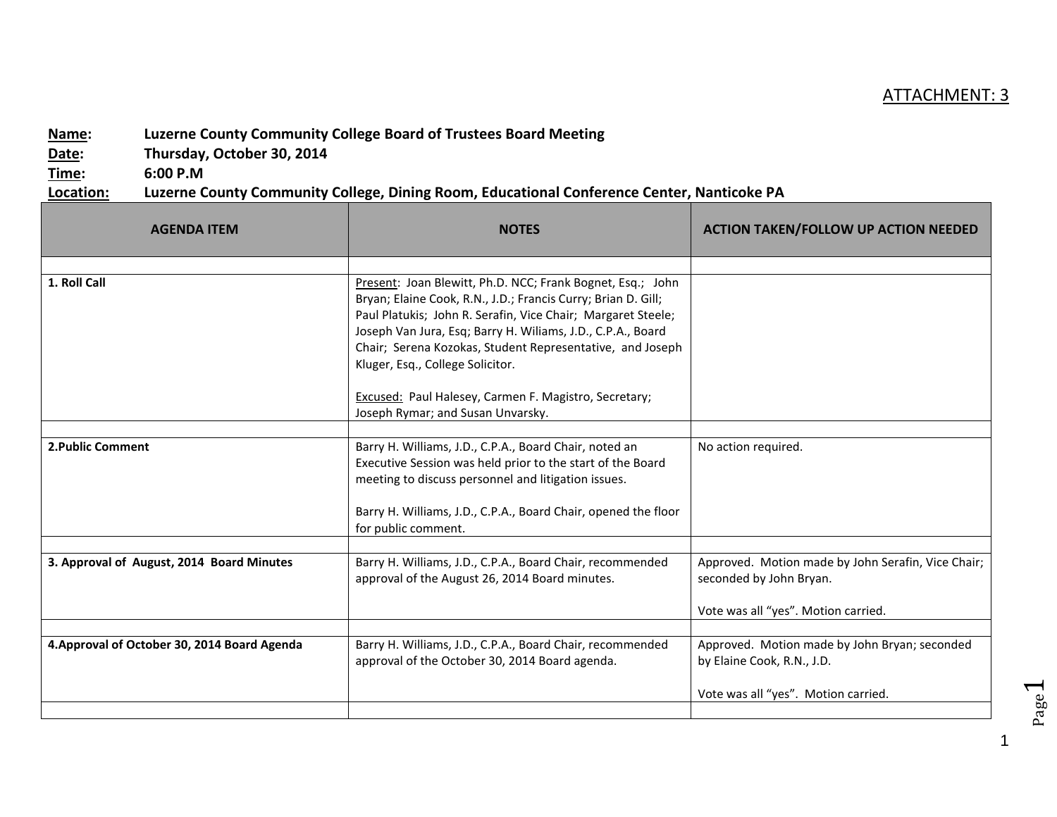ATTACHMENT: 3

**Name:** **Luzerne County Community College Board of Trustees Board Meeting**
**Date:** **Thursday, October 30, 2014**
**Time:** **6:00 P.M**
**Location:** **Luzerne County Community College, Dining Room, Educational Conference Center, Nanticoke PA**

| AGENDA ITEM | NOTES | ACTION TAKEN/FOLLOW UP ACTION NEEDED |
|---|---|---|
| | | |
| **1. Roll Call** | Present: Joan Blewitt, Ph.D. NCC; Frank Bognet, Esq.; John Bryan; Elaine Cook, R.N., J.D.; Francis Curry; Brian D. Gill; Paul Platukis; John R. Serafin, Vice Chair; Margaret Steele; Joseph Van Jura, Esq; Barry H. Wiliams, J.D., C.P.A., Board Chair; Serena Kozokas, Student Representative, and Joseph Kluger, Esq., College Solicitor.<br><br>Excused: Paul Halesey, Carmen F. Magistro, Secretary; Joseph Rymar; and Susan Unvarsky. | |
| | | |
| **2.Public Comment** | Barry H. Williams, J.D., C.P.A., Board Chair, noted an Executive Session was held prior to the start of the Board meeting to discuss personnel and litigation issues.<br><br>Barry H. Williams, J.D., C.P.A., Board Chair, opened the floor for public comment. | No action required. |
| | | |
| **3. Approval of August, 2014 Board Minutes** | Barry H. Williams, J.D., C.P.A., Board Chair, recommended approval of the August 26, 2014 Board minutes. | Approved. Motion made by John Serafin, Vice Chair; seconded by John Bryan.<br><br>Vote was all "yes". Motion carried. |
| | | |
| **4.Approval of October 30, 2014 Board Agenda** | Barry H. Williams, J.D., C.P.A., Board Chair, recommended approval of the October 30, 2014 Board agenda. | Approved. Motion made by John Bryan; seconded by Elaine Cook, R.N., J.D.<br><br>Vote was all "yes". Motion carried. |
| | | |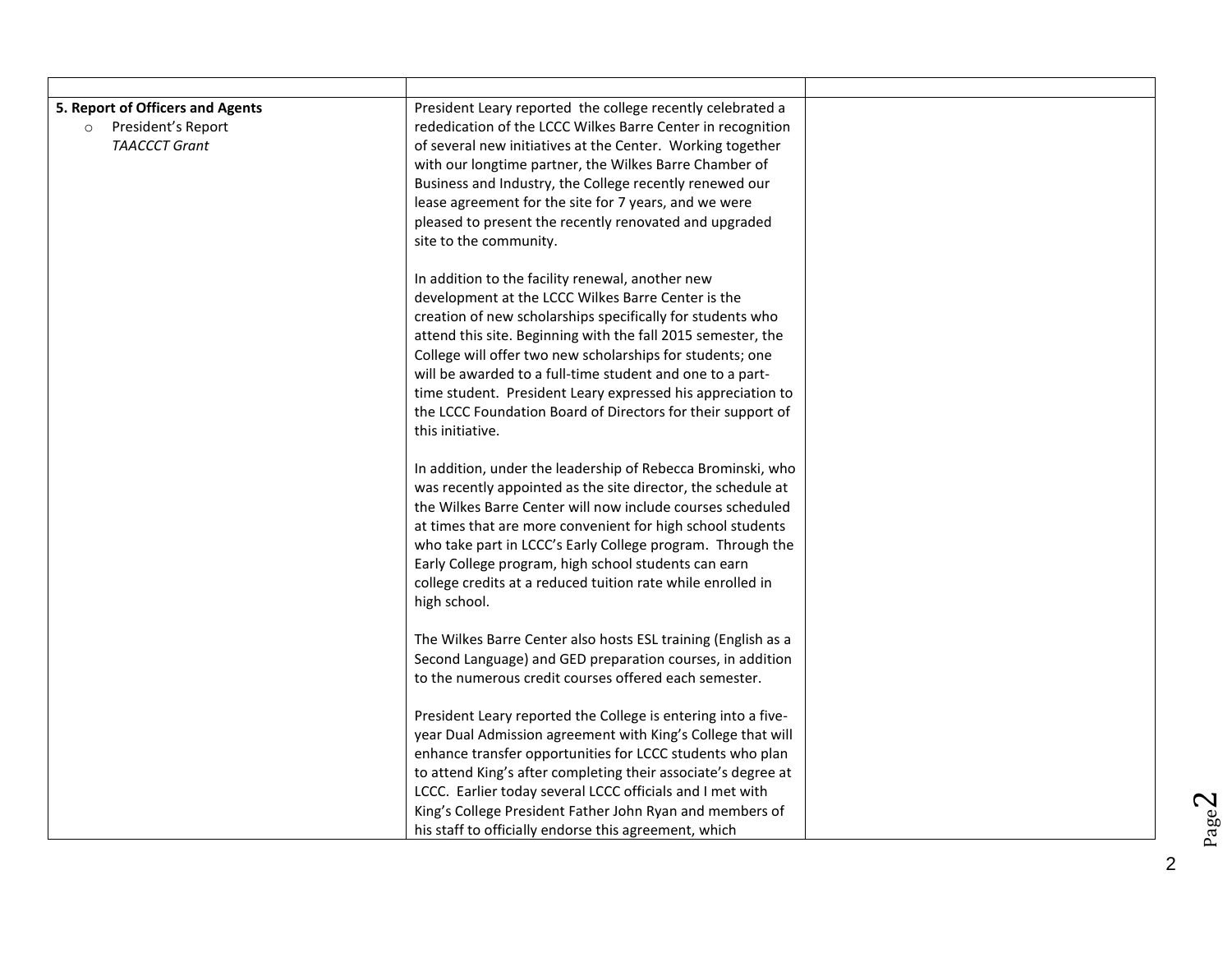| | | |
|---|---|---|
| **5. Report of Officers and Agents**<br>○ President's Report<br>*TAACCCT Grant* | President Leary reported the college recently celebrated a rededication of the LCCC Wilkes Barre Center in recognition of several new initiatives at the Center. Working together with our longtime partner, the Wilkes Barre Chamber of Business and Industry, the College recently renewed our lease agreement for the site for 7 years, and we were pleased to present the recently renovated and upgraded site to the community.<br><br>In addition to the facility renewal, another new development at the LCCC Wilkes Barre Center is the creation of new scholarships specifically for students who attend this site. Beginning with the fall 2015 semester, the College will offer two new scholarships for students; one will be awarded to a full-time student and one to a part-time student. President Leary expressed his appreciation to the LCCC Foundation Board of Directors for their support of this initiative.<br><br>In addition, under the leadership of Rebecca Brominski, who was recently appointed as the site director, the schedule at the Wilkes Barre Center will now include courses scheduled at times that are more convenient for high school students who take part in LCCC's Early College program. Through the Early College program, high school students can earn college credits at a reduced tuition rate while enrolled in high school.<br><br>The Wilkes Barre Center also hosts ESL training (English as a Second Language) and GED preparation courses, in addition to the numerous credit courses offered each semester.<br><br>President Leary reported the College is entering into a five-year Dual Admission agreement with King's College that will enhance transfer opportunities for LCCC students who plan to attend King's after completing their associate's degree at LCCC. Earlier today several LCCC officials and I met with King's College President Father John Ryan and members of his staff to officially endorse this agreement, which | |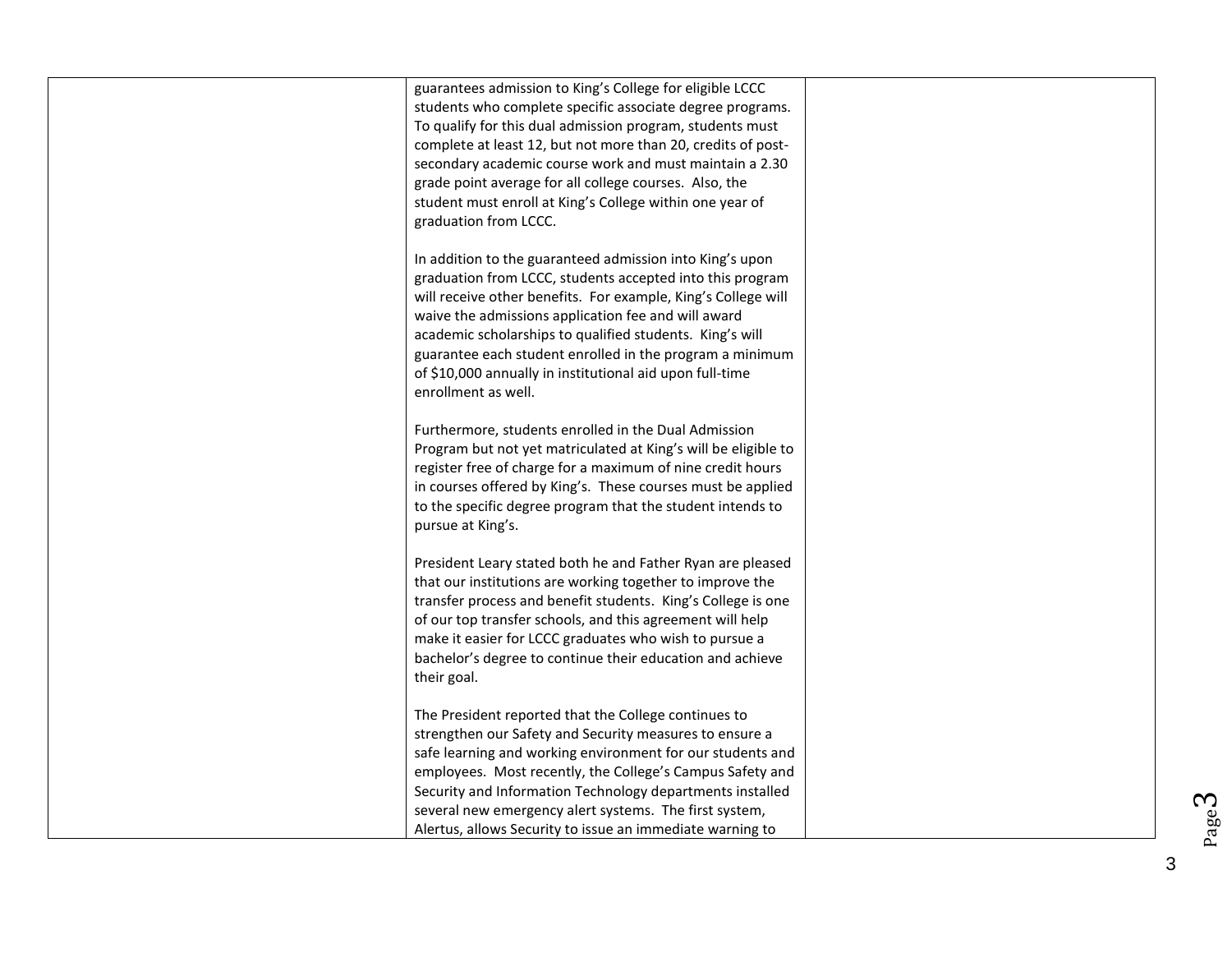| | | |
|---|---|---|
| | guarantees admission to King's College for eligible LCCC students who complete specific associate degree programs. To qualify for this dual admission program, students must complete at least 12, but not more than 20, credits of post-secondary academic course work and must maintain a 2.30 grade point average for all college courses. Also, the student must enroll at King's College within one year of graduation from LCCC.<br><br>In addition to the guaranteed admission into King's upon graduation from LCCC, students accepted into this program will receive other benefits. For example, King's College will waive the admissions application fee and will award academic scholarships to qualified students. King's will guarantee each student enrolled in the program a minimum of $10,000 annually in institutional aid upon full-time enrollment as well.<br><br>Furthermore, students enrolled in the Dual Admission Program but not yet matriculated at King's will be eligible to register free of charge for a maximum of nine credit hours in courses offered by King's. These courses must be applied to the specific degree program that the student intends to pursue at King's.<br><br>President Leary stated both he and Father Ryan are pleased that our institutions are working together to improve the transfer process and benefit students. King's College is one of our top transfer schools, and this agreement will help make it easier for LCCC graduates who wish to pursue a bachelor's degree to continue their education and achieve their goal.<br><br>The President reported that the College continues to strengthen our Safety and Security measures to ensure a safe learning and working environment for our students and employees. Most recently, the College's Campus Safety and Security and Information Technology departments installed several new emergency alert systems. The first system, Alertus, allows Security to issue an immediate warning to | |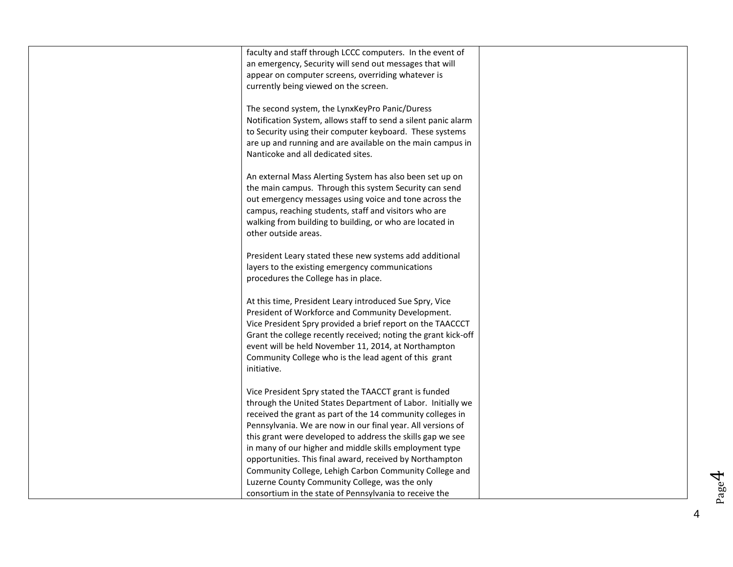| | | |
|---|---|---|
| | faculty and staff through LCCC computers. In the event of an emergency, Security will send out messages that will appear on computer screens, overriding whatever is currently being viewed on the screen.<br><br>The second system, the LynxKeyPro Panic/Duress Notification System, allows staff to send a silent panic alarm to Security using their computer keyboard. These systems are up and running and are available on the main campus in Nanticoke and all dedicated sites.<br><br>An external Mass Alerting System has also been set up on the main campus. Through this system Security can send out emergency messages using voice and tone across the campus, reaching students, staff and visitors who are walking from building to building, or who are located in other outside areas.<br><br>President Leary stated these new systems add additional layers to the existing emergency communications procedures the College has in place.<br><br>At this time, President Leary introduced Sue Spry, Vice President of Workforce and Community Development. Vice President Spry provided a brief report on the TAACCCT Grant the college recently received; noting the grant kick-off event will be held November 11, 2014, at Northampton Community College who is the lead agent of this grant initiative.<br><br>Vice President Spry stated the TAACCT grant is funded through the United States Department of Labor. Initially we received the grant as part of the 14 community colleges in Pennsylvania. We are now in our final year. All versions of this grant were developed to address the skills gap we see in many of our higher and middle skills employment type opportunities. This final award, received by Northampton Community College, Lehigh Carbon Community College and Luzerne County Community College, was the only consortium in the state of Pennsylvania to receive the | |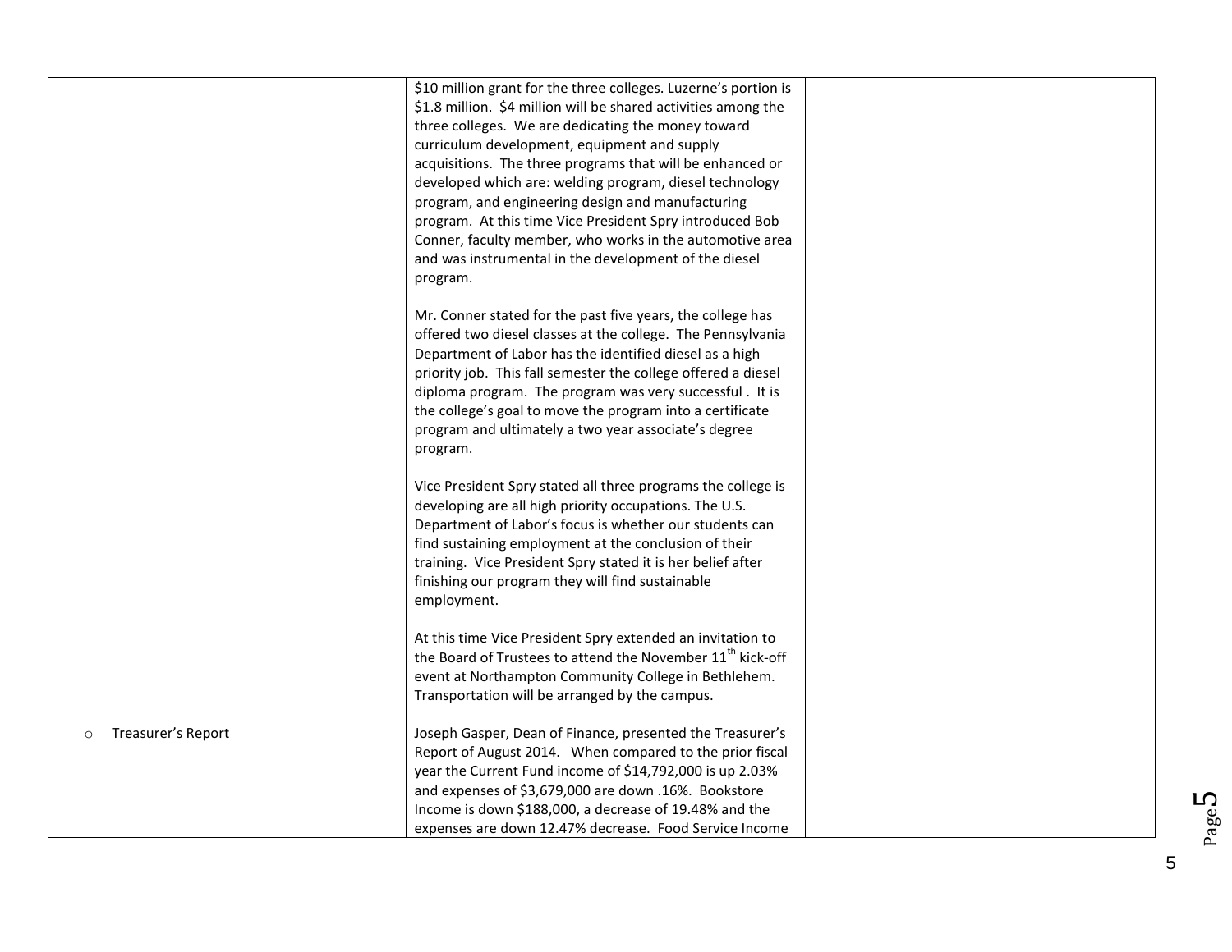| | | |
|---|---|---|
| | \$10 million grant for the three colleges. Luzerne's portion is \$1.8 million. \$4 million will be shared activities among the three colleges. We are dedicating the money toward curriculum development, equipment and supply acquisitions. The three programs that will be enhanced or developed which are: welding program, diesel technology program, and engineering design and manufacturing program. At this time Vice President Spry introduced Bob Conner, faculty member, who works in the automotive area and was instrumental in the development of the diesel program.<br><br>Mr. Conner stated for the past five years, the college has offered two diesel classes at the college. The Pennsylvania Department of Labor has the identified diesel as a high priority job. This fall semester the college offered a diesel diploma program. The program was very successful . It is the college's goal to move the program into a certificate program and ultimately a two year associate's degree program.<br><br>Vice President Spry stated all three programs the college is developing are all high priority occupations. The U.S. Department of Labor's focus is whether our students can find sustaining employment at the conclusion of their training. Vice President Spry stated it is her belief after finishing our program they will find sustainable employment.<br><br>At this time Vice President Spry extended an invitation to the Board of Trustees to attend the November 11th kick-off event at Northampton Community College in Bethlehem. Transportation will be arranged by the campus. | |
| ○ Treasurer's Report | Joseph Gasper, Dean of Finance, presented the Treasurer's Report of August 2014. When compared to the prior fiscal year the Current Fund income of \$14,792,000 is up 2.03% and expenses of \$3,679,000 are down .16%. Bookstore Income is down \$188,000, a decrease of 19.48% and the expenses are down 12.47% decrease. Food Service Income | |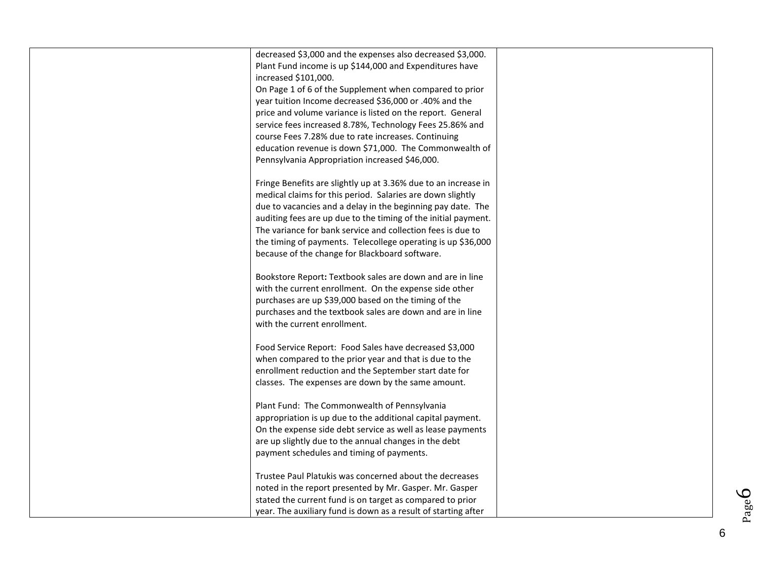| | | |
|---|---|---|
| | decreased $3,000 and the expenses also decreased $3,000. Plant Fund income is up $144,000 and Expenditures have increased $101,000.<br>On Page 1 of 6 of the Supplement when compared to prior year tuition Income decreased $36,000 or .40% and the price and volume variance is listed on the report. General service fees increased 8.78%, Technology Fees 25.86% and course Fees 7.28% due to rate increases. Continuing education revenue is down $71,000. The Commonwealth of Pennsylvania Appropriation increased $46,000.<br><br>Fringe Benefits are slightly up at 3.36% due to an increase in medical claims for this period. Salaries are down slightly due to vacancies and a delay in the beginning pay date. The auditing fees are up due to the timing of the initial payment. The variance for bank service and collection fees is due to the timing of payments. Telecollege operating is up $36,000 because of the change for Blackboard software.<br><br>Bookstore Report**:** Textbook sales are down and are in line with the current enrollment. On the expense side other purchases are up $39,000 based on the timing of the purchases and the textbook sales are down and are in line with the current enrollment.<br><br>Food Service Report: Food Sales have decreased $3,000 when compared to the prior year and that is due to the enrollment reduction and the September start date for classes. The expenses are down by the same amount.<br><br>Plant Fund: The Commonwealth of Pennsylvania appropriation is up due to the additional capital payment. On the expense side debt service as well as lease payments are up slightly due to the annual changes in the debt payment schedules and timing of payments.<br><br>Trustee Paul Platukis was concerned about the decreases noted in the report presented by Mr. Gasper. Mr. Gasper stated the current fund is on target as compared to prior year. The auxiliary fund is down as a result of starting after | |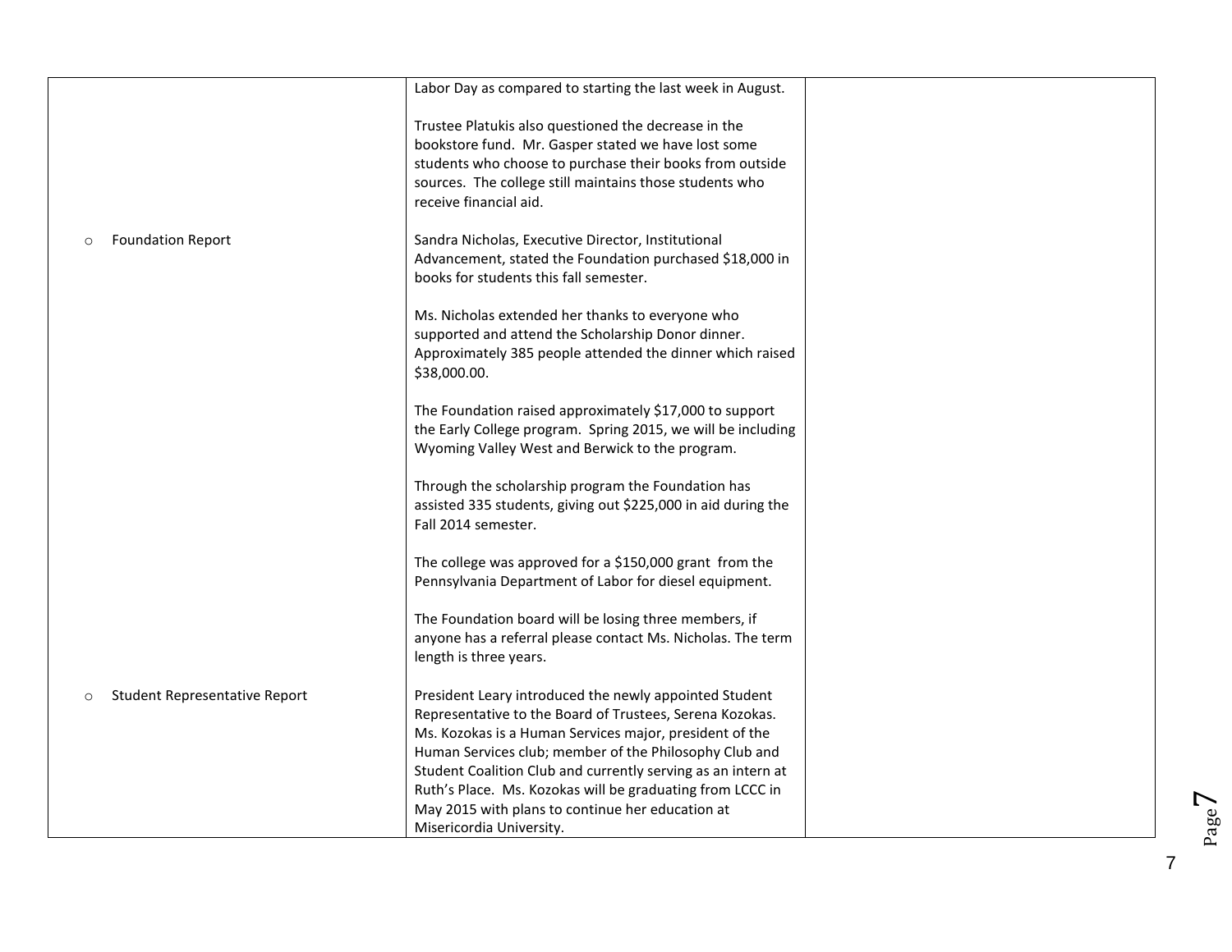| | | |
|---|---|---|
| | Labor Day as compared to starting the last week in August.<br><br>Trustee Platukis also questioned the decrease in the bookstore fund. Mr. Gasper stated we have lost some students who choose to purchase their books from outside sources. The college still maintains those students who receive financial aid. | |
| ○ Foundation Report | Sandra Nicholas, Executive Director, Institutional Advancement, stated the Foundation purchased $18,000 in books for students this fall semester.<br><br>Ms. Nicholas extended her thanks to everyone who supported and attend the Scholarship Donor dinner. Approximately 385 people attended the dinner which raised $38,000.00.<br><br>The Foundation raised approximately $17,000 to support the Early College program. Spring 2015, we will be including Wyoming Valley West and Berwick to the program.<br><br>Through the scholarship program the Foundation has assisted 335 students, giving out $225,000 in aid during the Fall 2014 semester.<br><br>The college was approved for a $150,000 grant from the Pennsylvania Department of Labor for diesel equipment.<br><br>The Foundation board will be losing three members, if anyone has a referral please contact Ms. Nicholas. The term length is three years. | |
| ○ Student Representative Report | President Leary introduced the newly appointed Student Representative to the Board of Trustees, Serena Kozokas. Ms. Kozokas is a Human Services major, president of the Human Services club; member of the Philosophy Club and Student Coalition Club and currently serving as an intern at Ruth's Place. Ms. Kozokas will be graduating from LCCC in May 2015 with plans to continue her education at Misericordia University. | |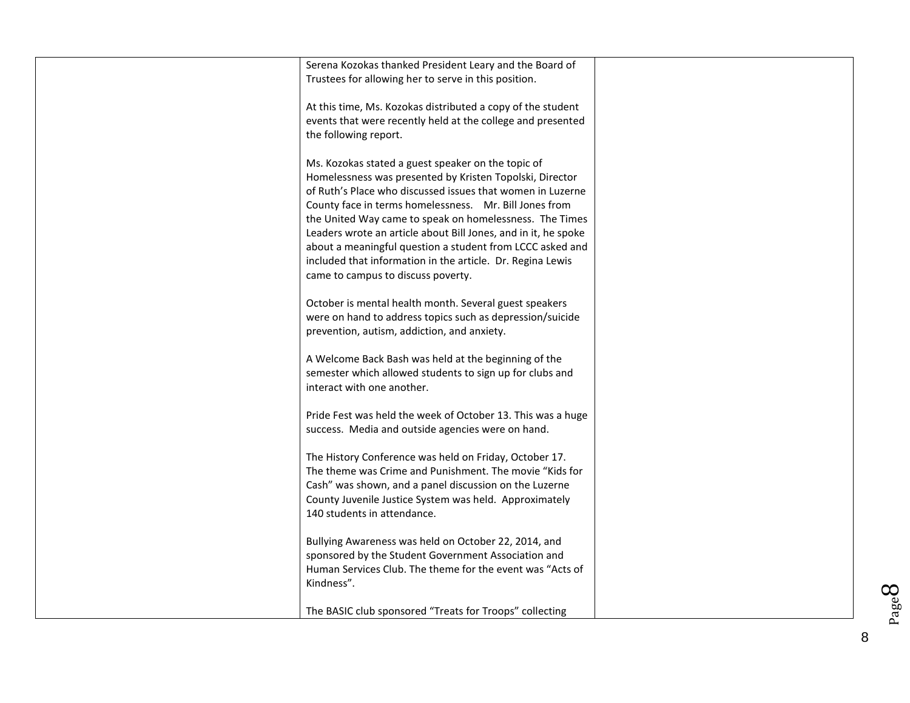| | | |
|---|---|---|
| | Serena Kozokas thanked President Leary and the Board of Trustees for allowing her to serve in this position.<br><br>At this time, Ms. Kozokas distributed a copy of the student events that were recently held at the college and presented the following report.<br><br>Ms. Kozokas stated a guest speaker on the topic of Homelessness was presented by Kristen Topolski, Director of Ruth's Place who discussed issues that women in Luzerne County face in terms homelessness. Mr. Bill Jones from the United Way came to speak on homelessness. The Times Leaders wrote an article about Bill Jones, and in it, he spoke about a meaningful question a student from LCCC asked and included that information in the article. Dr. Regina Lewis came to campus to discuss poverty.<br><br>October is mental health month. Several guest speakers were on hand to address topics such as depression/suicide prevention, autism, addiction, and anxiety.<br><br>A Welcome Back Bash was held at the beginning of the semester which allowed students to sign up for clubs and interact with one another.<br><br>Pride Fest was held the week of October 13. This was a huge success. Media and outside agencies were on hand.<br><br>The History Conference was held on Friday, October 17. The theme was Crime and Punishment. The movie "Kids for Cash" was shown, and a panel discussion on the Luzerne County Juvenile Justice System was held. Approximately 140 students in attendance.<br><br>Bullying Awareness was held on October 22, 2014, and sponsored by the Student Government Association and Human Services Club. The theme for the event was "Acts of Kindness".<br><br>The BASIC club sponsored "Treats for Troops" collecting | |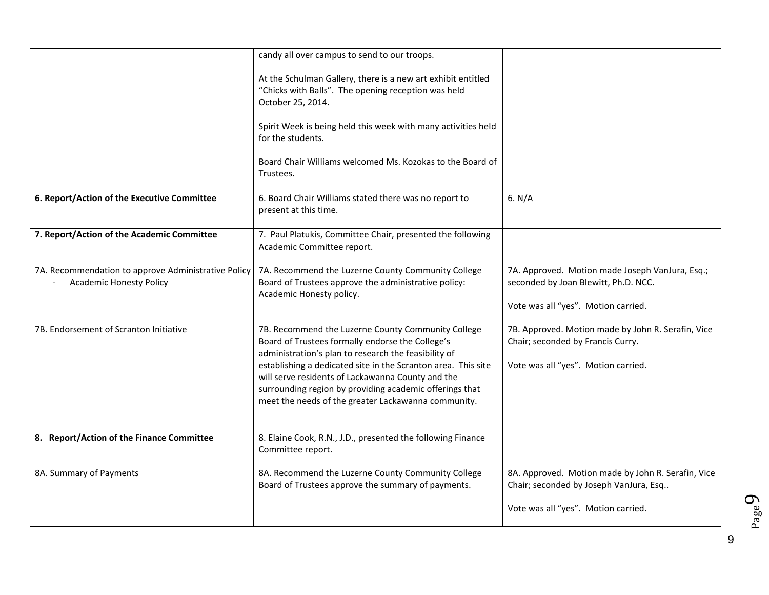| | | |
|---|---|---|
| | candy all over campus to send to our troops.<br><br>At the Schulman Gallery, there is a new art exhibit entitled “Chicks with Balls”. The opening reception was held October 25, 2014.<br><br>Spirit Week is being held this week with many activities held for the students.<br><br>Board Chair Williams welcomed Ms. Kozokas to the Board of Trustees. | |
| | | |
| **6. Report/Action of the Executive Committee** | 6. Board Chair Williams stated there was no report to present at this time. | 6. N/A |
| | | |
| **7. Report/Action of the Academic Committee** | 7. Paul Platukis, Committee Chair, presented the following Academic Committee report. | |
| 7A. Recommendation to approve Administrative Policy<br>- Academic Honesty Policy | 7A. Recommend the Luzerne County Community College Board of Trustees approve the administrative policy: Academic Honesty policy. | 7A. Approved. Motion made Joseph VanJura, Esq.; seconded by Joan Blewitt, Ph.D. NCC.<br><br>Vote was all “yes”. Motion carried. |
| 7B. Endorsement of Scranton Initiative | 7B. Recommend the Luzerne County Community College Board of Trustees formally endorse the College’s administration’s plan to research the feasibility of establishing a dedicated site in the Scranton area. This site will serve residents of Lackawanna County and the surrounding region by providing academic offerings that meet the needs of the greater Lackawanna community. | 7B. Approved. Motion made by John R. Serafin, Vice Chair; seconded by Francis Curry.<br><br>Vote was all “yes”. Motion carried. |
| | | |
| **8. Report/Action of the Finance Committee** | 8. Elaine Cook, R.N., J.D., presented the following Finance Committee report. | |
| 8A. Summary of Payments | 8A. Recommend the Luzerne County Community College Board of Trustees approve the summary of payments. | 8A. Approved. Motion made by John R. Serafin, Vice Chair; seconded by Joseph VanJura, Esq..<br><br>Vote was all “yes”. Motion carried. |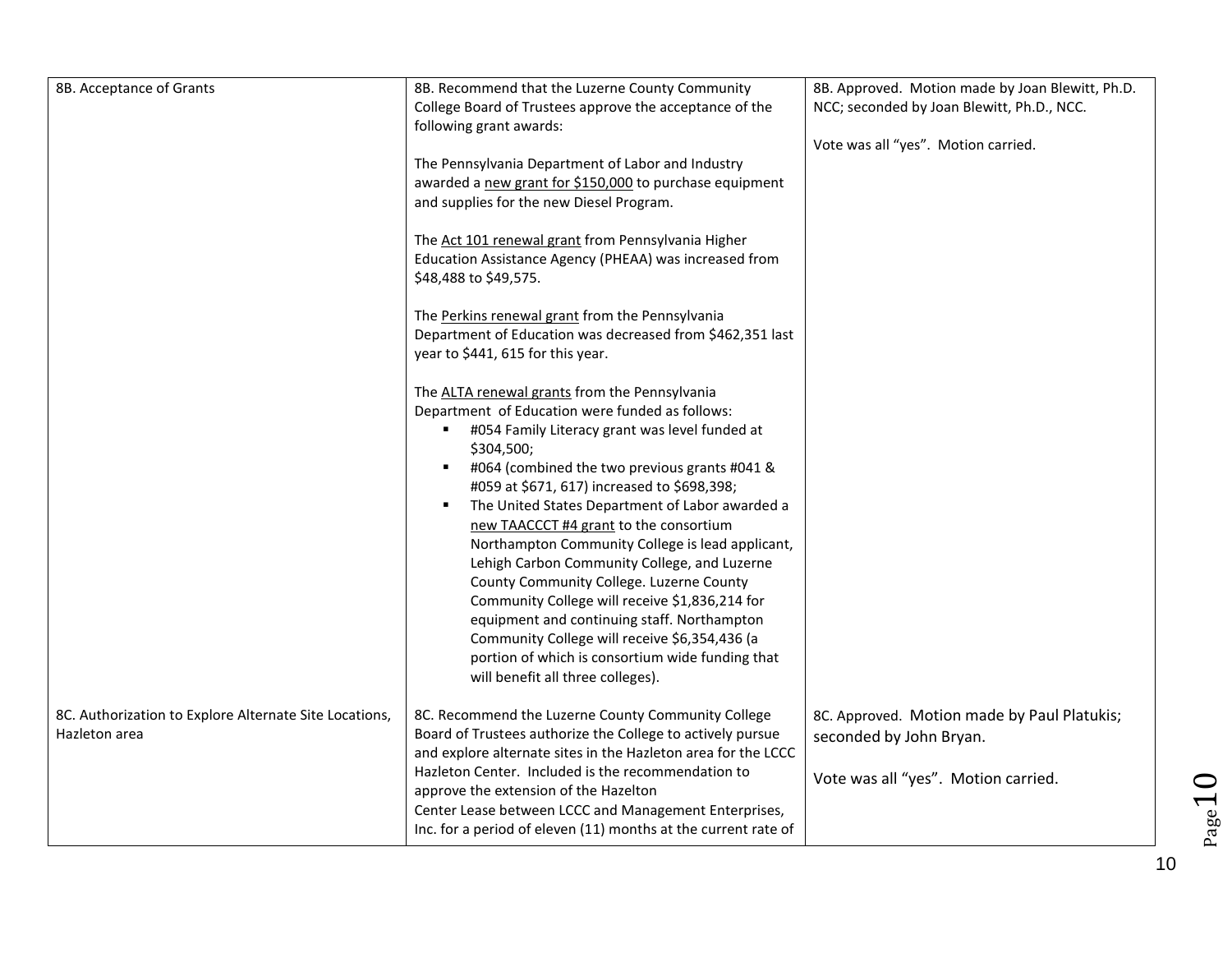| | | |
|---|---|---|
| 8B. Acceptance of Grants | 8B. Recommend that the Luzerne County Community College Board of Trustees approve the acceptance of the following grant awards:<br><br>The Pennsylvania Department of Labor and Industry awarded a <u>new grant for $150,000</u> to purchase equipment and supplies for the new Diesel Program.<br><br>The <u>Act 101 renewal grant</u> from Pennsylvania Higher Education Assistance Agency (PHEAA) was increased from $48,488 to $49,575.<br><br>The <u>Perkins renewal grant</u> from the Pennsylvania Department of Education was decreased from $462,351 last year to $441, 615 for this year.<br><br>The <u>ALTA renewal grants</u> from the Pennsylvania Department of Education were funded as follows:<br>▪ #054 Family Literacy grant was level funded at $304,500;<br>▪ #064 (combined the two previous grants #041 & #059 at $671, 617) increased to $698,398;<br>▪ The United States Department of Labor awarded a <u>new TAACCCT #4 grant</u> to the consortium Northampton Community College is lead applicant, Lehigh Carbon Community College, and Luzerne County Community College. Luzerne County Community College will receive $1,836,214 for equipment and continuing staff. Northampton Community College will receive $6,354,436 (a portion of which is consortium wide funding that will benefit all three colleges). | 8B. Approved. Motion made by Joan Blewitt, Ph.D. NCC; seconded by Joan Blewitt, Ph.D., NCC.<br><br>Vote was all "yes". Motion carried. |
| 8C. Authorization to Explore Alternate Site Locations, Hazleton area | 8C. Recommend the Luzerne County Community College Board of Trustees authorize the College to actively pursue and explore alternate sites in the Hazleton area for the LCCC Hazleton Center. Included is the recommendation to approve the extension of the Hazelton Center Lease between LCCC and Management Enterprises, Inc. for a period of eleven (11) months at the current rate of | 8C. Approved. Motion made by Paul Platukis; seconded by John Bryan.<br><br>Vote was all "yes". Motion carried. |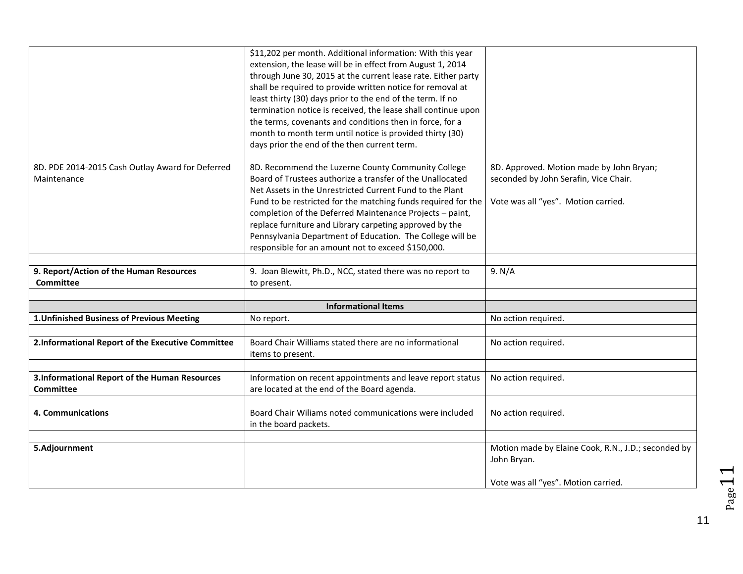| | | |
|---|---|---|
| | $11,202 per month. Additional information: With this year extension, the lease will be in effect from August 1, 2014 through June 30, 2015 at the current lease rate. Either party shall be required to provide written notice for removal at least thirty (30) days prior to the end of the term. If no termination notice is received, the lease shall continue upon the terms, covenants and conditions then in force, for a month to month term until notice is provided thirty (30) days prior the end of the then current term. | |
| 8D. PDE 2014-2015 Cash Outlay Award for Deferred Maintenance | 8D. Recommend the Luzerne County Community College Board of Trustees authorize a transfer of the Unallocated Net Assets in the Unrestricted Current Fund to the Plant Fund to be restricted for the matching funds required for the completion of the Deferred Maintenance Projects – paint, replace furniture and Library carpeting approved by the Pennsylvania Department of Education. The College will be responsible for an amount not to exceed $150,000. | 8D. Approved. Motion made by John Bryan; seconded by John Serafin, Vice Chair.<br><br>Vote was all "yes". Motion carried. |
| | | |
| **9. Report/Action of the Human Resources Committee** | 9. Joan Blewitt, Ph.D., NCC, stated there was no report to to present. | 9. N/A |
| | | |
| | **Informational Items** | |
| **1.Unfinished Business of Previous Meeting** | No report. | No action required. |
| | | |
| **2.Informational Report of the Executive Committee** | Board Chair Williams stated there are no informational items to present. | No action required. |
| | | |
| **3.Informational Report of the Human Resources Committee** | Information on recent appointments and leave report status are located at the end of the Board agenda. | No action required. |
| | | |
| **4. Communications** | Board Chair Wiliams noted communications were included in the board packets. | No action required. |
| | | |
| **5.Adjournment** | | Motion made by Elaine Cook, R.N., J.D.; seconded by John Bryan.<br><br>Vote was all "yes". Motion carried. |